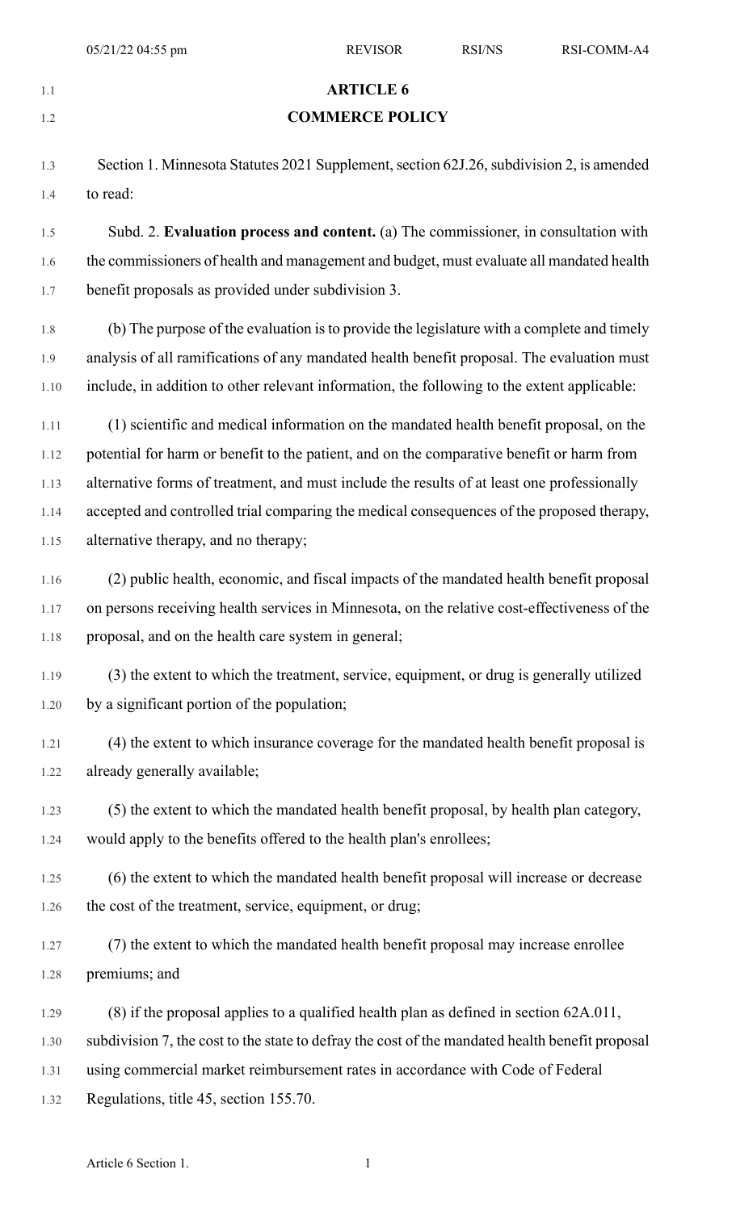# ARTICLE 6

## COMMERCE POLICY

Section 1. Minnesota Statutes 2021 Supplement, section 62J.26, subdivision 2, is amended to read:

Subd. 2. **Evaluation process and content.** (a) The commissioner, in consultation with the commissioners of health and management and budget, must evaluate all mandated health benefit proposals as provided under subdivision 3.

(b) The purpose of the evaluation is to provide the legislature with a complete and timely analysis of all ramifications of any mandated health benefit proposal. The evaluation must include, in addition to other relevant information, the following to the extent applicable:

(1) scientific and medical information on the mandated health benefit proposal, on the potential for harm or benefit to the patient, and on the comparative benefit or harm from alternative forms of treatment, and must include the results of at least one professionally accepted and controlled trial comparing the medical consequences of the proposed therapy, alternative therapy, and no therapy;

(2) public health, economic, and fiscal impacts of the mandated health benefit proposal on persons receiving health services in Minnesota, on the relative cost-effectiveness of the proposal, and on the health care system in general;

(3) the extent to which the treatment, service, equipment, or drug is generally utilized by a significant portion of the population;

(4) the extent to which insurance coverage for the mandated health benefit proposal is already generally available;

(5) the extent to which the mandated health benefit proposal, by health plan category, would apply to the benefits offered to the health plan's enrollees;

(6) the extent to which the mandated health benefit proposal will increase or decrease the cost of the treatment, service, equipment, or drug;

(7) the extent to which the mandated health benefit proposal may increase enrollee premiums; and

(8) if the proposal applies to a qualified health plan as defined in section 62A.011, subdivision 7, the cost to the state to defray the cost of the mandated health benefit proposal using commercial market reimbursement rates in accordance with Code of Federal Regulations, title 45, section 155.70.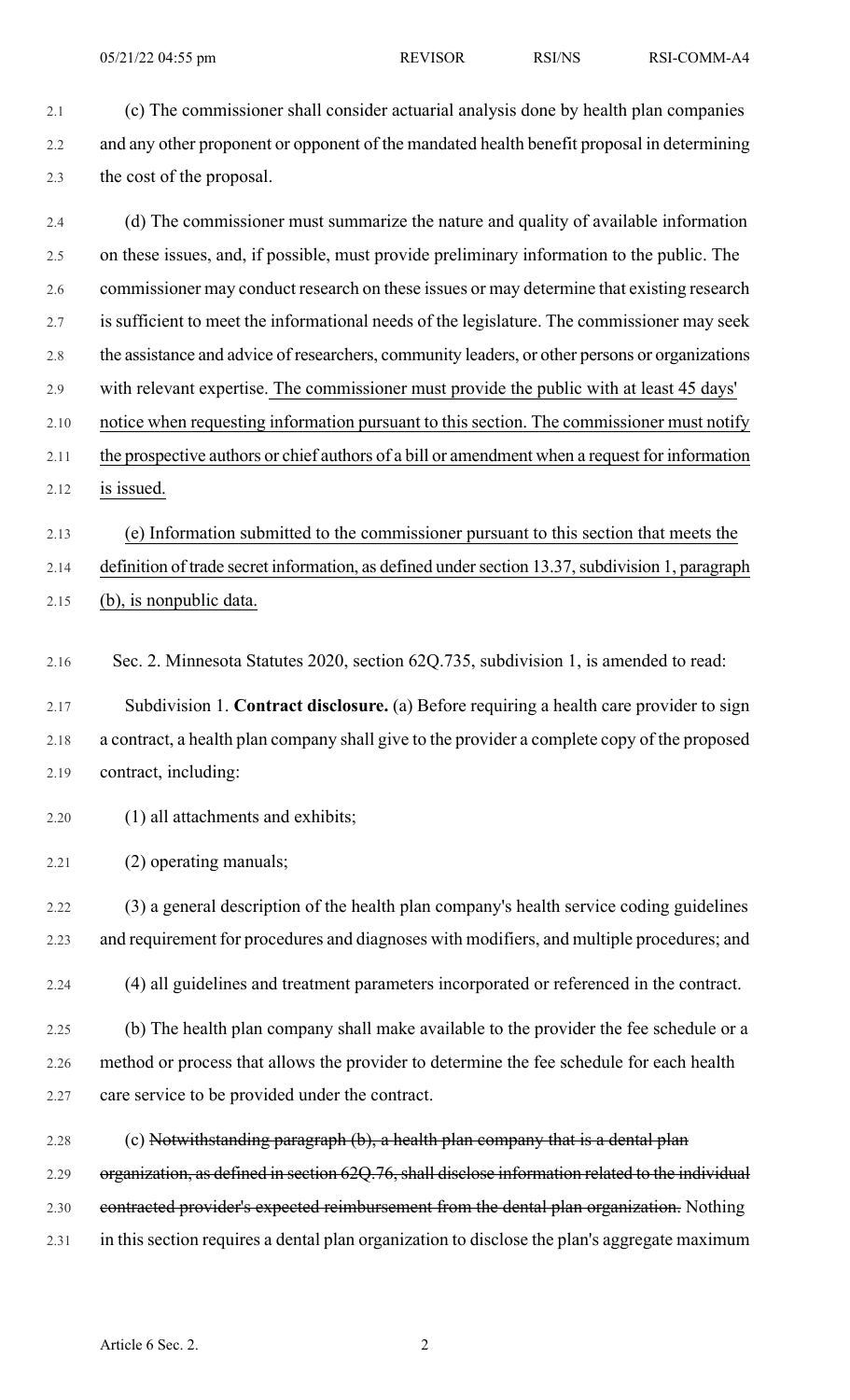(c) The commissioner shall consider actuarial analysis done by health plan companies and any other proponent or opponent of the mandated health benefit proposal in determining the cost of the proposal.

(d) The commissioner must summarize the nature and quality of available information on these issues, and, if possible, must provide preliminary information to the public. The commissioner may conduct research on these issues or may determine that existing research is sufficient to meet the informational needs of the legislature. The commissioner may seek the assistance and advice of researchers, community leaders, or other persons or organizations with relevant expertise. <u>The commissioner must provide the public with at least 45 days' notice when requesting information pursuant to this section. The commissioner must notify the prospective authors or chief authors of a bill or amendment when a request for information is issued.</u>

<u>(e) Information submitted to the commissioner pursuant to this section that meets the definition of trade secret information, as defined under section 13.37, subdivision 1, paragraph (b), is nonpublic data.</u>

Sec. 2. Minnesota Statutes 2020, section 62Q.735, subdivision 1, is amended to read:

Subdivision 1. **Contract disclosure.** (a) Before requiring a health care provider to sign a contract, a health plan company shall give to the provider a complete copy of the proposed contract, including:

(1) all attachments and exhibits;

(2) operating manuals;

(3) a general description of the health plan company's health service coding guidelines and requirement for procedures and diagnoses with modifiers, and multiple procedures; and

(4) all guidelines and treatment parameters incorporated or referenced in the contract.

(b) The health plan company shall make available to the provider the fee schedule or a method or process that allows the provider to determine the fee schedule for each health care service to be provided under the contract.

(c) ~~Notwithstanding paragraph (b), a health plan company that is a dental plan organization, as defined in section 62Q.76, shall disclose information related to the individual contracted provider's expected reimbursement from the dental plan organization.~~ Nothing in this section requires a dental plan organization to disclose the plan's aggregate maximum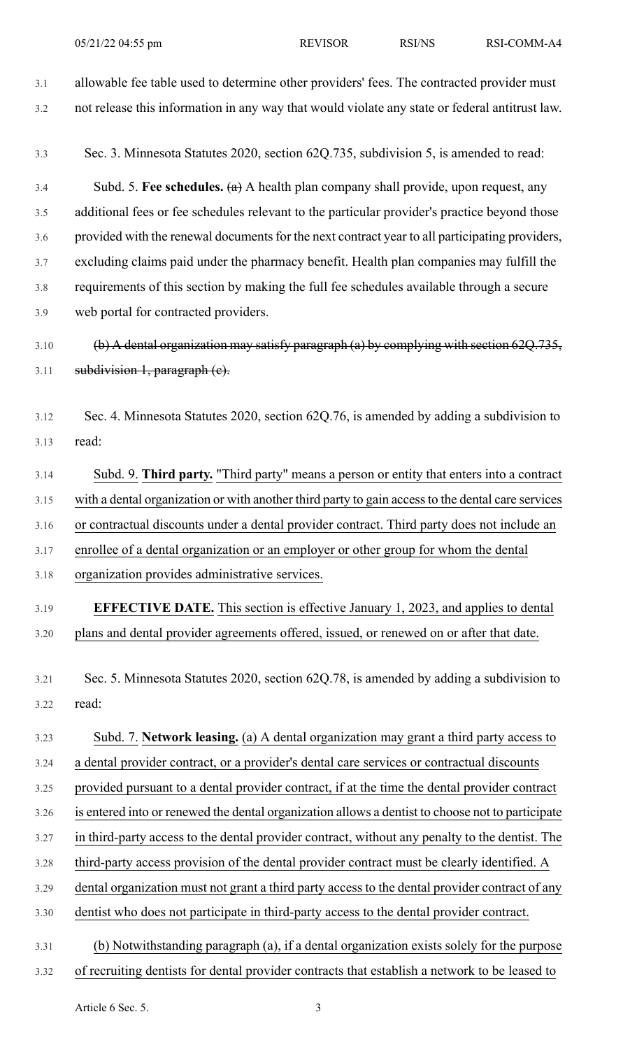allowable fee table used to determine other providers' fees. The contracted provider must not release this information in any way that would violate any state or federal antitrust law.

Sec. 3. Minnesota Statutes 2020, section 62Q.735, subdivision 5, is amended to read:

Subd. 5. **Fee schedules.** ~~(a)~~ A health plan company shall provide, upon request, any additional fees or fee schedules relevant to the particular provider's practice beyond those provided with the renewal documents for the next contract year to all participating providers, excluding claims paid under the pharmacy benefit. Health plan companies may fulfill the requirements of this section by making the full fee schedules available through a secure web portal for contracted providers.

~~(b) A dental organization may satisfy paragraph (a) by complying with section 62Q.735, subdivision 1, paragraph (c).~~

Sec. 4. Minnesota Statutes 2020, section 62Q.76, is amended by adding a subdivision to read:

<u>Subd. 9. **Third party.** "Third party" means a person or entity that enters into a contract with a dental organization or with another third party to gain access to the dental care services or contractual discounts under a dental provider contract. Third party does not include an enrollee of a dental organization or an employer or other group for whom the dental organization provides administrative services.</u>

**EFFECTIVE DATE.** <u>This section is effective January 1, 2023, and applies to dental plans and dental provider agreements offered, issued, or renewed on or after that date.</u>

Sec. 5. Minnesota Statutes 2020, section 62Q.78, is amended by adding a subdivision to read:

<u>Subd. 7. **Network leasing.** (a) A dental organization may grant a third party access to a dental provider contract, or a provider's dental care services or contractual discounts provided pursuant to a dental provider contract, if at the time the dental provider contract is entered into or renewed the dental organization allows a dentist to choose not to participate in third-party access to the dental provider contract, without any penalty to the dentist. The third-party access provision of the dental provider contract must be clearly identified. A dental organization must not grant a third party access to the dental provider contract of any dentist who does not participate in third-party access to the dental provider contract.</u>

<u>(b) Notwithstanding paragraph (a), if a dental organization exists solely for the purpose of recruiting dentists for dental provider contracts that establish a network to be leased to</u>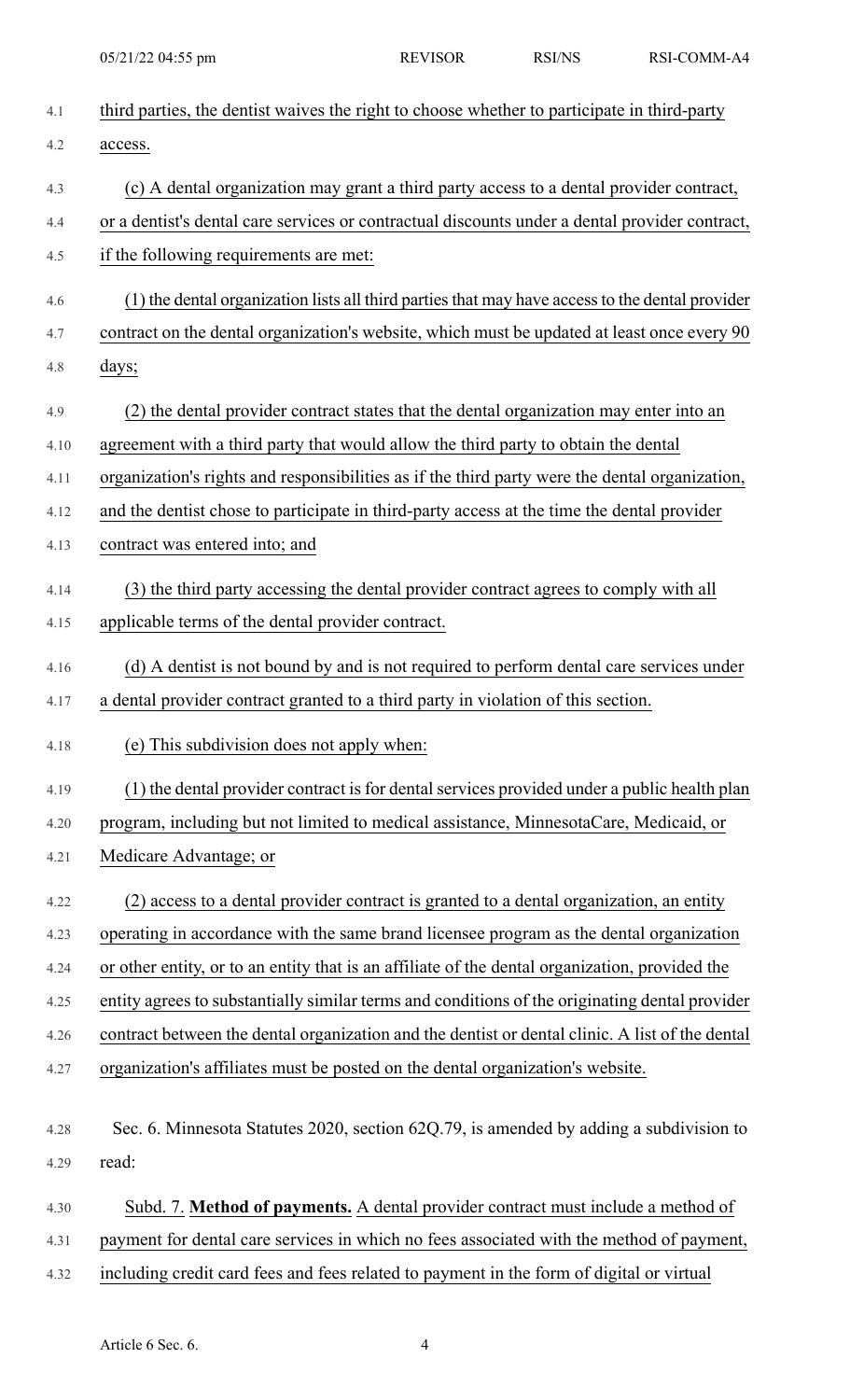third parties, the dentist waives the right to choose whether to participate in third-party access.

(c) A dental organization may grant a third party access to a dental provider contract, or a dentist's dental care services or contractual discounts under a dental provider contract, if the following requirements are met:

(1) the dental organization lists all third parties that may have access to the dental provider contract on the dental organization's website, which must be updated at least once every 90 days;

(2) the dental provider contract states that the dental organization may enter into an agreement with a third party that would allow the third party to obtain the dental organization's rights and responsibilities as if the third party were the dental organization, and the dentist chose to participate in third-party access at the time the dental provider contract was entered into; and

(3) the third party accessing the dental provider contract agrees to comply with all applicable terms of the dental provider contract.

(d) A dentist is not bound by and is not required to perform dental care services under a dental provider contract granted to a third party in violation of this section.

(e) This subdivision does not apply when:

(1) the dental provider contract is for dental services provided under a public health plan program, including but not limited to medical assistance, MinnesotaCare, Medicaid, or Medicare Advantage; or

(2) access to a dental provider contract is granted to a dental organization, an entity operating in accordance with the same brand licensee program as the dental organization or other entity, or to an entity that is an affiliate of the dental organization, provided the entity agrees to substantially similar terms and conditions of the originating dental provider contract between the dental organization and the dentist or dental clinic. A list of the dental organization's affiliates must be posted on the dental organization's website.

Sec. 6. Minnesota Statutes 2020, section 62Q.79, is amended by adding a subdivision to read:

Subd. 7. **Method of payments.** A dental provider contract must include a method of payment for dental care services in which no fees associated with the method of payment, including credit card fees and fees related to payment in the form of digital or virtual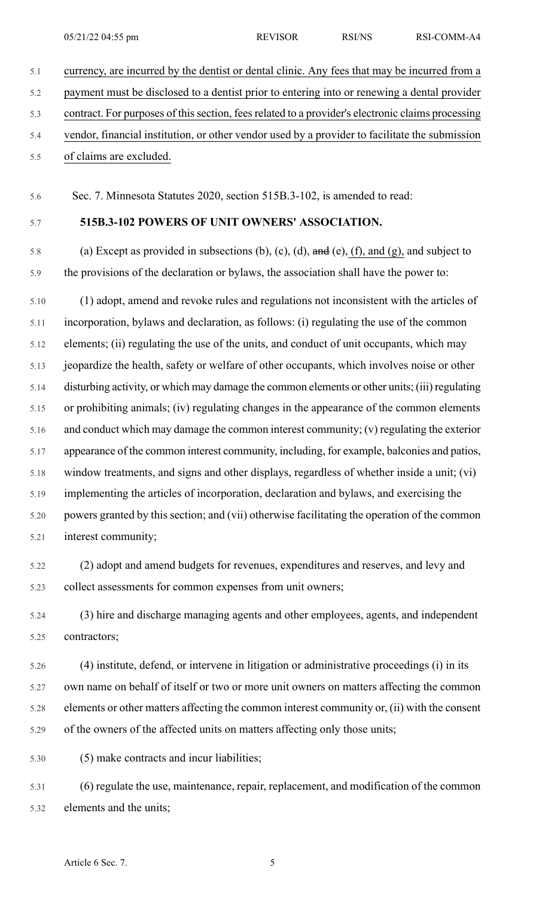currency, are incurred by the dentist or dental clinic. Any fees that may be incurred from a payment must be disclosed to a dentist prior to entering into or renewing a dental provider contract. For purposes of this section, fees related to a provider's electronic claims processing vendor, financial institution, or other vendor used by a provider to facilitate the submission of claims are excluded.

Sec. 7. Minnesota Statutes 2020, section 515B.3-102, is amended to read:

**515B.3-102 POWERS OF UNIT OWNERS' ASSOCIATION.**

(a) Except as provided in subsections (b), (c), (d), ~~and~~ (e), (f), and (g), and subject to the provisions of the declaration or bylaws, the association shall have the power to:

(1) adopt, amend and revoke rules and regulations not inconsistent with the articles of incorporation, bylaws and declaration, as follows: (i) regulating the use of the common elements; (ii) regulating the use of the units, and conduct of unit occupants, which may jeopardize the health, safety or welfare of other occupants, which involves noise or other disturbing activity, or which may damage the common elements or other units; (iii) regulating or prohibiting animals; (iv) regulating changes in the appearance of the common elements and conduct which may damage the common interest community; (v) regulating the exterior appearance of the common interest community, including, for example, balconies and patios, window treatments, and signs and other displays, regardless of whether inside a unit; (vi) implementing the articles of incorporation, declaration and bylaws, and exercising the powers granted by this section; and (vii) otherwise facilitating the operation of the common interest community;

(2) adopt and amend budgets for revenues, expenditures and reserves, and levy and collect assessments for common expenses from unit owners;

(3) hire and discharge managing agents and other employees, agents, and independent contractors;

(4) institute, defend, or intervene in litigation or administrative proceedings (i) in its own name on behalf of itself or two or more unit owners on matters affecting the common elements or other matters affecting the common interest community or, (ii) with the consent of the owners of the affected units on matters affecting only those units;

(5) make contracts and incur liabilities;

(6) regulate the use, maintenance, repair, replacement, and modification of the common elements and the units;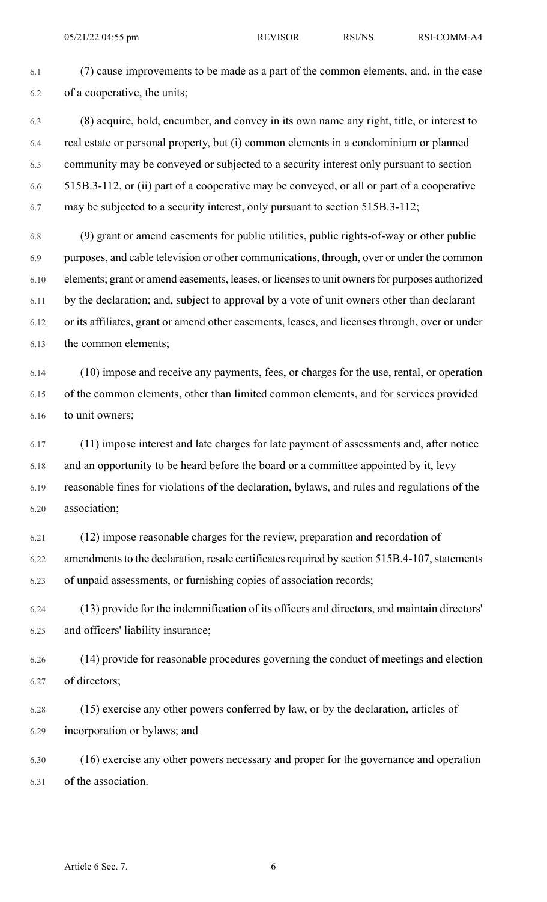(7) cause improvements to be made as a part of the common elements, and, in the case of a cooperative, the units;

(8) acquire, hold, encumber, and convey in its own name any right, title, or interest to real estate or personal property, but (i) common elements in a condominium or planned community may be conveyed or subjected to a security interest only pursuant to section 515B.3-112, or (ii) part of a cooperative may be conveyed, or all or part of a cooperative may be subjected to a security interest, only pursuant to section 515B.3-112;

(9) grant or amend easements for public utilities, public rights-of-way or other public purposes, and cable television or other communications, through, over or under the common elements; grant or amend easements, leases, or licenses to unit owners for purposes authorized by the declaration; and, subject to approval by a vote of unit owners other than declarant or its affiliates, grant or amend other easements, leases, and licenses through, over or under the common elements;

(10) impose and receive any payments, fees, or charges for the use, rental, or operation of the common elements, other than limited common elements, and for services provided to unit owners;

(11) impose interest and late charges for late payment of assessments and, after notice and an opportunity to be heard before the board or a committee appointed by it, levy reasonable fines for violations of the declaration, bylaws, and rules and regulations of the association;

(12) impose reasonable charges for the review, preparation and recordation of amendments to the declaration, resale certificates required by section 515B.4-107, statements of unpaid assessments, or furnishing copies of association records;

(13) provide for the indemnification of its officers and directors, and maintain directors' and officers' liability insurance;

(14) provide for reasonable procedures governing the conduct of meetings and election of directors;

(15) exercise any other powers conferred by law, or by the declaration, articles of incorporation or bylaws; and

(16) exercise any other powers necessary and proper for the governance and operation of the association.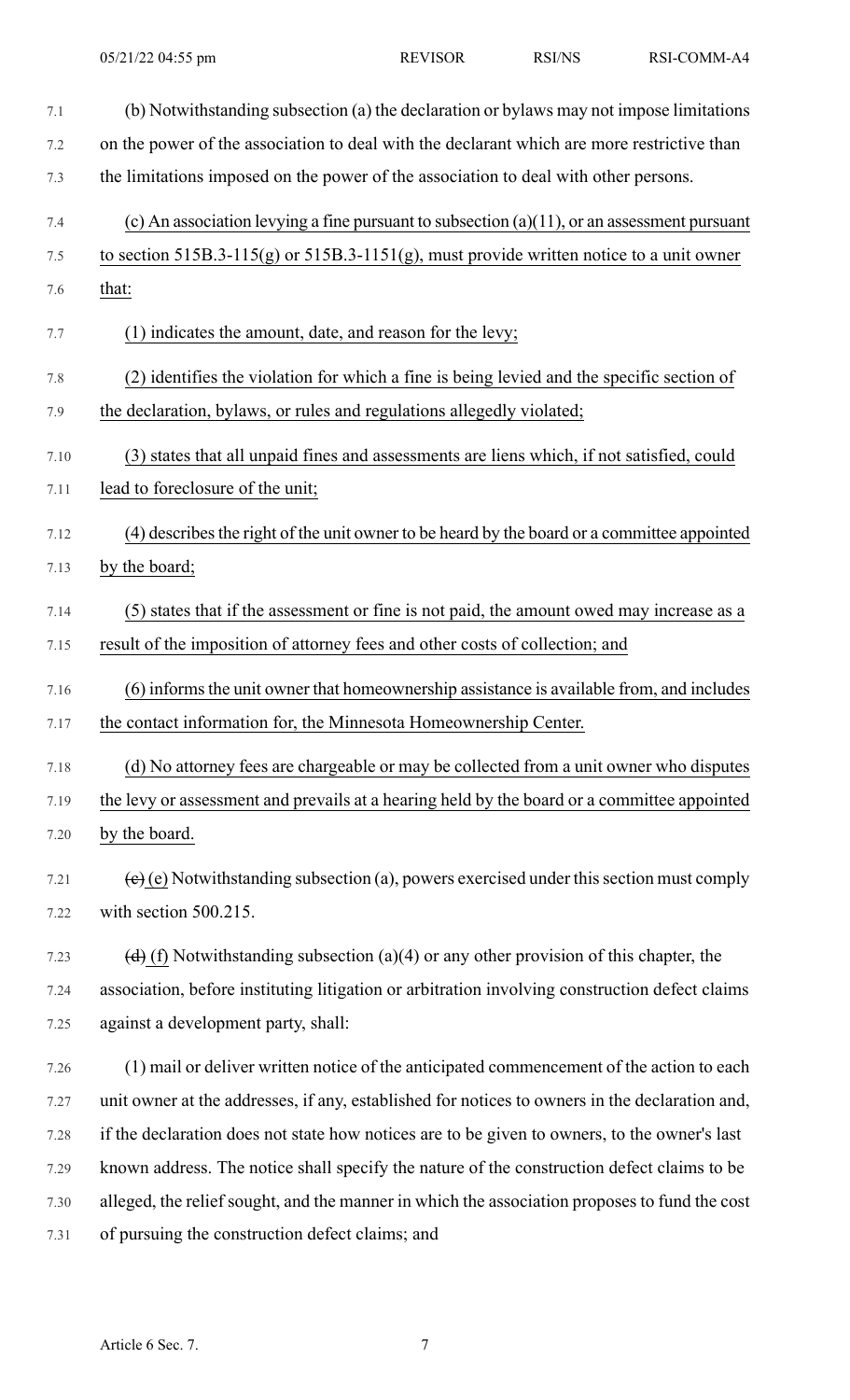(b) Notwithstanding subsection (a) the declaration or bylaws may not impose limitations on the power of the association to deal with the declarant which are more restrictive than the limitations imposed on the power of the association to deal with other persons.

(c) An association levying a fine pursuant to subsection (a)(11), or an assessment pursuant to section 515B.3-115(g) or 515B.3-1151(g), must provide written notice to a unit owner that:

(1) indicates the amount, date, and reason for the levy;

(2) identifies the violation for which a fine is being levied and the specific section of the declaration, bylaws, or rules and regulations allegedly violated;

(3) states that all unpaid fines and assessments are liens which, if not satisfied, could lead to foreclosure of the unit;

(4) describes the right of the unit owner to be heard by the board or a committee appointed by the board;

(5) states that if the assessment or fine is not paid, the amount owed may increase as a result of the imposition of attorney fees and other costs of collection; and

(6) informs the unit owner that homeownership assistance is available from, and includes the contact information for, the Minnesota Homeownership Center.

(d) No attorney fees are chargeable or may be collected from a unit owner who disputes the levy or assessment and prevails at a hearing held by the board or a committee appointed by the board.

~~(c)~~ (e) Notwithstanding subsection (a), powers exercised under this section must comply with section 500.215.

~~(d)~~ (f) Notwithstanding subsection (a)(4) or any other provision of this chapter, the association, before instituting litigation or arbitration involving construction defect claims against a development party, shall:

(1) mail or deliver written notice of the anticipated commencement of the action to each unit owner at the addresses, if any, established for notices to owners in the declaration and, if the declaration does not state how notices are to be given to owners, to the owner's last known address. The notice shall specify the nature of the construction defect claims to be alleged, the relief sought, and the manner in which the association proposes to fund the cost of pursuing the construction defect claims; and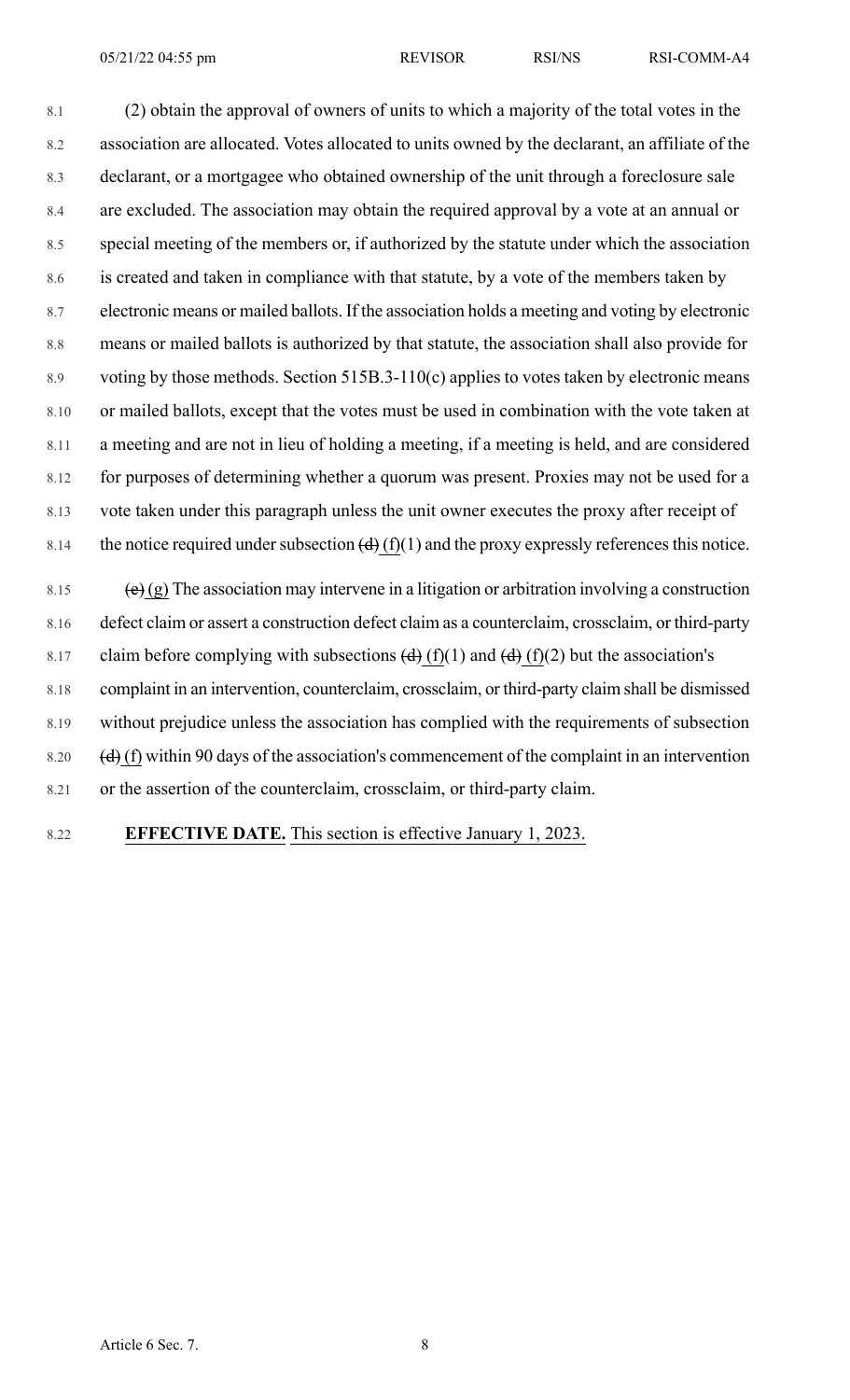(2) obtain the approval of owners of units to which a majority of the total votes in the association are allocated. Votes allocated to units owned by the declarant, an affiliate of the declarant, or a mortgagee who obtained ownership of the unit through a foreclosure sale are excluded. The association may obtain the required approval by a vote at an annual or special meeting of the members or, if authorized by the statute under which the association is created and taken in compliance with that statute, by a vote of the members taken by electronic means or mailed ballots. If the association holds a meeting and voting by electronic means or mailed ballots is authorized by that statute, the association shall also provide for voting by those methods. Section 515B.3-110(c) applies to votes taken by electronic means or mailed ballots, except that the votes must be used in combination with the vote taken at a meeting and are not in lieu of holding a meeting, if a meeting is held, and are considered for purposes of determining whether a quorum was present. Proxies may not be used for a vote taken under this paragraph unless the unit owner executes the proxy after receipt of the notice required under subsection ~~(d)~~ (f)(1) and the proxy expressly references this notice.

~~(e)~~ (g) The association may intervene in a litigation or arbitration involving a construction defect claim or assert a construction defect claim as a counterclaim, crossclaim, or third-party claim before complying with subsections ~~(d)~~ (f)(1) and ~~(d)~~ (f)(2) but the association's complaint in an intervention, counterclaim, crossclaim, or third-party claim shall be dismissed without prejudice unless the association has complied with the requirements of subsection ~~(d)~~ (f) within 90 days of the association's commencement of the complaint in an intervention or the assertion of the counterclaim, crossclaim, or third-party claim.

**EFFECTIVE DATE.** This section is effective January 1, 2023.